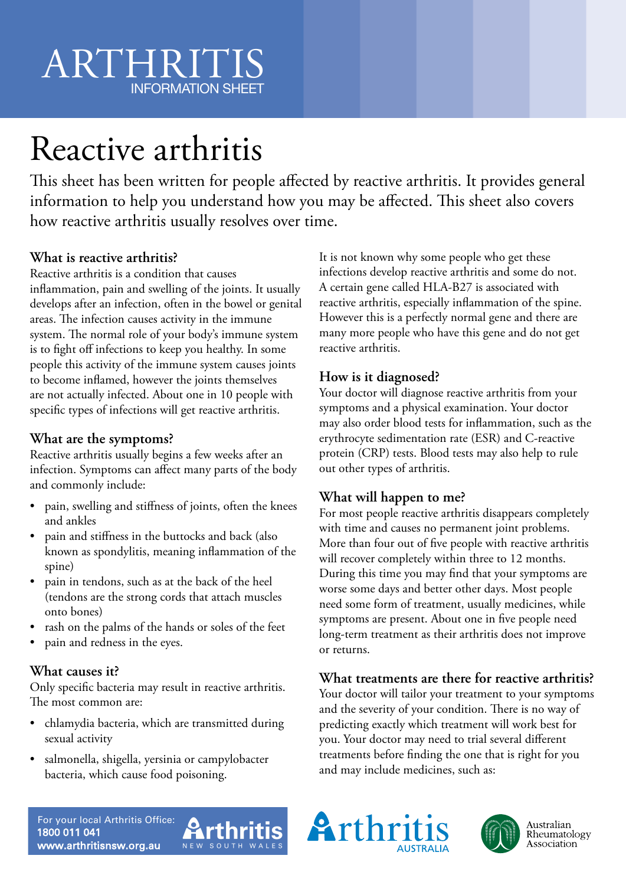# ARTHRITIS
INFORMATION SHEET

# Reactive arthritis

This sheet has been written for people affected by reactive arthritis. It provides general information to help you understand how you may be affected. This sheet also covers how reactive arthritis usually resolves over time.

## What is reactive arthritis?

Reactive arthritis is a condition that causes inflammation, pain and swelling of the joints. It usually develops after an infection, often in the bowel or genital areas. The infection causes activity in the immune system. The normal role of your body's immune system is to fight off infections to keep you healthy. In some people this activity of the immune system causes joints to become inflamed, however the joints themselves are not actually infected. About one in 10 people with specific types of infections will get reactive arthritis.

## What are the symptoms?

Reactive arthritis usually begins a few weeks after an infection. Symptoms can affect many parts of the body and commonly include:

- pain, swelling and stiffness of joints, often the knees and ankles
- pain and stiffness in the buttocks and back (also known as spondylitis, meaning inflammation of the spine)
- pain in tendons, such as at the back of the heel (tendons are the strong cords that attach muscles onto bones)
- rash on the palms of the hands or soles of the feet
- pain and redness in the eyes.

## What causes it?

Only specific bacteria may result in reactive arthritis. The most common are:

- chlamydia bacteria, which are transmitted during sexual activity
- salmonella, shigella, yersinia or campylobacter bacteria, which cause food poisoning.

It is not known why some people who get these infections develop reactive arthritis and some do not. A certain gene called HLA-B27 is associated with reactive arthritis, especially inflammation of the spine. However this is a perfectly normal gene and there are many more people who have this gene and do not get reactive arthritis.

## How is it diagnosed?

Your doctor will diagnose reactive arthritis from your symptoms and a physical examination. Your doctor may also order blood tests for inflammation, such as the erythrocyte sedimentation rate (ESR) and C-reactive protein (CRP) tests. Blood tests may also help to rule out other types of arthritis.

## What will happen to me?

For most people reactive arthritis disappears completely with time and causes no permanent joint problems. More than four out of five people with reactive arthritis will recover completely within three to 12 months. During this time you may find that your symptoms are worse some days and better other days. Most people need some form of treatment, usually medicines, while symptoms are present. About one in five people need long-term treatment as their arthritis does not improve or returns.

## What treatments are there for reactive arthritis?

Your doctor will tailor your treatment to your symptoms and the severity of your condition. There is no way of predicting exactly which treatment will work best for you. Your doctor may need to trial several different treatments before finding the one that is right for you and may include medicines, such as:

For your local Arthritis Office:
**1800 011 041**
**www.arthritisnsw.org.au**

Arthritis NEW SOUTH WALES

Arthritis AUSTRALIA

Australian Rheumatology Association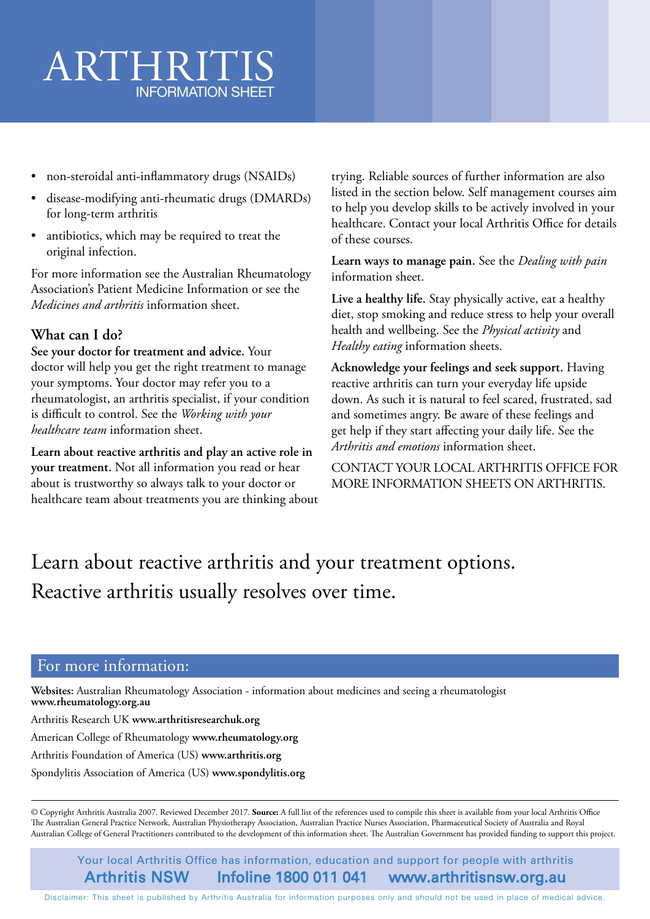- non-steroidal anti-inflammatory drugs (NSAIDs)
- disease-modifying anti-rheumatic drugs (DMARDs) for long-term arthritis
- antibiotics, which may be required to treat the original infection.

For more information see the Australian Rheumatology Association's Patient Medicine Information or see the *Medicines and arthritis* information sheet.

## What can I do?

**See your doctor for treatment and advice.** Your doctor will help you get the right treatment to manage your symptoms. Your doctor may refer you to a rheumatologist, an arthritis specialist, if your condition is difficult to control. See the *Working with your healthcare team* information sheet.

**Learn about reactive arthritis and play an active role in your treatment.** Not all information you read or hear about is trustworthy so always talk to your doctor or healthcare team about treatments you are thinking about trying. Reliable sources of further information are also listed in the section below. Self management courses aim to help you develop skills to be actively involved in your healthcare. Contact your local Arthritis Office for details of these courses.

**Learn ways to manage pain.** See the *Dealing with pain* information sheet.

**Live a healthy life.** Stay physically active, eat a healthy diet, stop smoking and reduce stress to help your overall health and wellbeing. See the *Physical activity* and *Healthy eating* information sheets.

**Acknowledge your feelings and seek support.** Having reactive arthritis can turn your everyday life upside down. As such it is natural to feel scared, frustrated, sad and sometimes angry. Be aware of these feelings and get help if they start affecting your daily life. See the *Arthritis and emotions* information sheet.

CONTACT YOUR LOCAL ARTHRITIS OFFICE FOR MORE INFORMATION SHEETS ON ARTHRITIS.

Learn about reactive arthritis and your treatment options. Reactive arthritis usually resolves over time.

## For more information:

**Websites:** Australian Rheumatology Association - information about medicines and seeing a rheumatologist **www.rheumatology.org.au**

Arthritis Research UK **www.arthritisresearchuk.org**

American College of Rheumatology **www.rheumatology.org**

Arthritis Foundation of America (US) **www.arthritis.org**

Spondylitis Association of America (US) **www.spondylitis.org**

© Copyright Arthritis Australia 2007. Reviewed December 2017. **Source:** A full list of the references used to compile this sheet is available from your local Arthritis Office
The Australian General Practice Network, Australian Physiotherapy Association, Australian Practice Nurses Association, Pharmaceutical Society of Australia and Royal Australian College of General Practitioners contributed to the development of this information sheet. The Australian Government has provided funding to support this project.

Your local Arthritis Office has information, education and support for people with arthritis

**Arthritis NSW Infoline 1800 011 041 www.arthritisnsw.org.au**

Disclaimer: This sheet is published by Arthritis Australia for information purposes only and should not be used in place of medical advice.